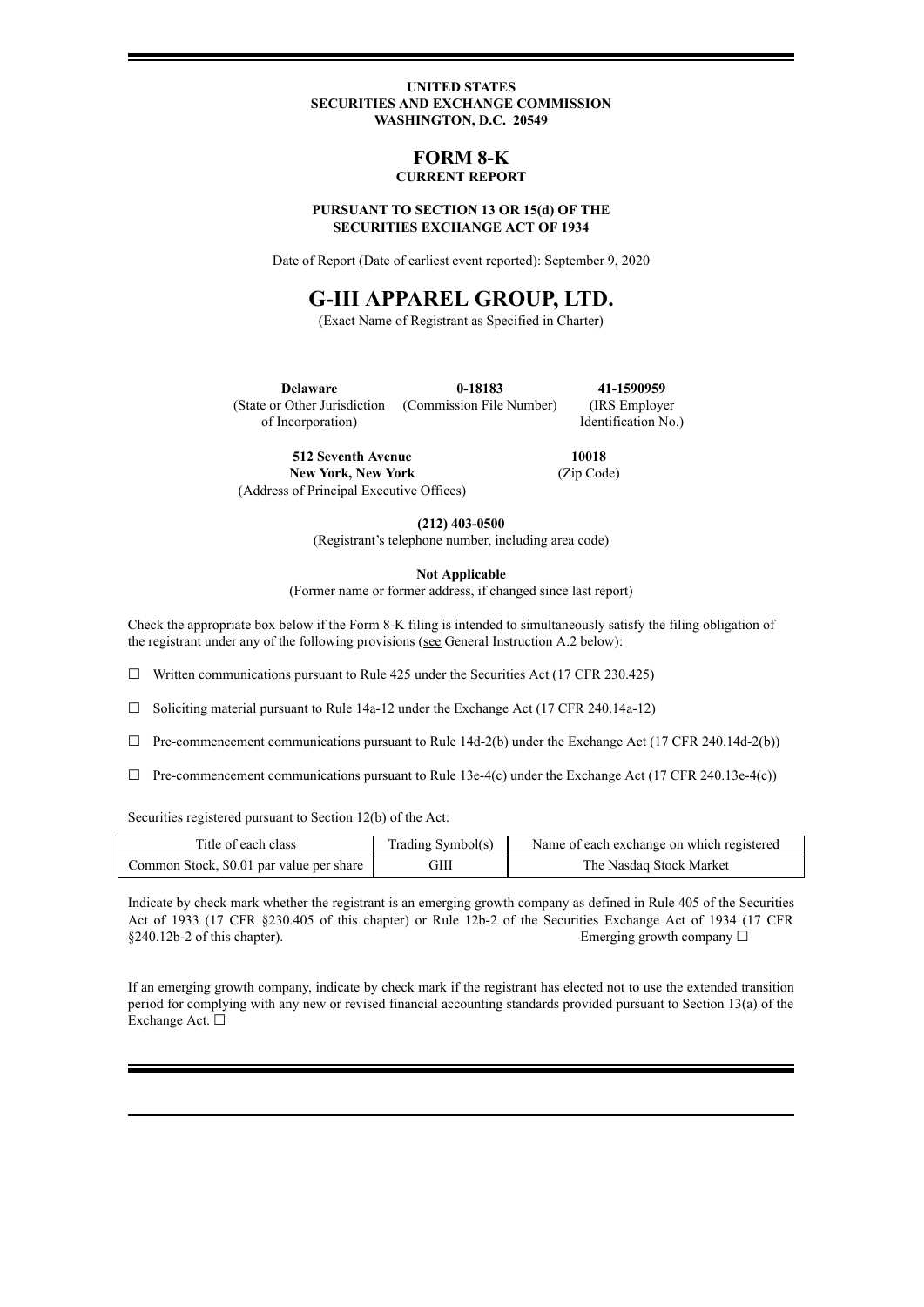**UNITED STATES**
**SECURITIES AND EXCHANGE COMMISSION**
**WASHINGTON, D.C. 20549**

# FORM 8-K

**CURRENT REPORT**

**PURSUANT TO SECTION 13 OR 15(d) OF THE SECURITIES EXCHANGE ACT OF 1934**

Date of Report (Date of earliest event reported): September 9, 2020

# G-III APPAREL GROUP, LTD.

(Exact Name of Registrant as Specified in Charter)

| **Delaware** | **0-18183** | **41-1590959** |
|---|---|---|
| (State or Other Jurisdiction of Incorporation) | (Commission File Number) | (IRS Employer Identification No.) |

| **512 Seventh Avenue New York, New York** | **10018** |
|---|---|
| (Address of Principal Executive Offices) | (Zip Code) |

**(212) 403-0500**
(Registrant's telephone number, including area code)

**Not Applicable**
(Former name or former address, if changed since last report)

Check the appropriate box below if the Form 8-K filing is intended to simultaneously satisfy the filing obligation of the registrant under any of the following provisions (see General Instruction A.2 below):

☐ Written communications pursuant to Rule 425 under the Securities Act (17 CFR 230.425)

☐ Soliciting material pursuant to Rule 14a-12 under the Exchange Act (17 CFR 240.14a-12)

☐ Pre-commencement communications pursuant to Rule 14d-2(b) under the Exchange Act (17 CFR 240.14d-2(b))

☐ Pre-commencement communications pursuant to Rule 13e-4(c) under the Exchange Act (17 CFR 240.13e-4(c))

Securities registered pursuant to Section 12(b) of the Act:

| Title of each class | Trading Symbol(s) | Name of each exchange on which registered |
|---|---|---|
| Common Stock, $0.01 par value per share | GIII | The Nasdaq Stock Market |

Indicate by check mark whether the registrant is an emerging growth company as defined in Rule 405 of the Securities Act of 1933 (17 CFR §230.405 of this chapter) or Rule 12b-2 of the Securities Exchange Act of 1934 (17 CFR §240.12b-2 of this chapter). Emerging growth company ☐

If an emerging growth company, indicate by check mark if the registrant has elected not to use the extended transition period for complying with any new or revised financial accounting standards provided pursuant to Section 13(a) of the Exchange Act. ☐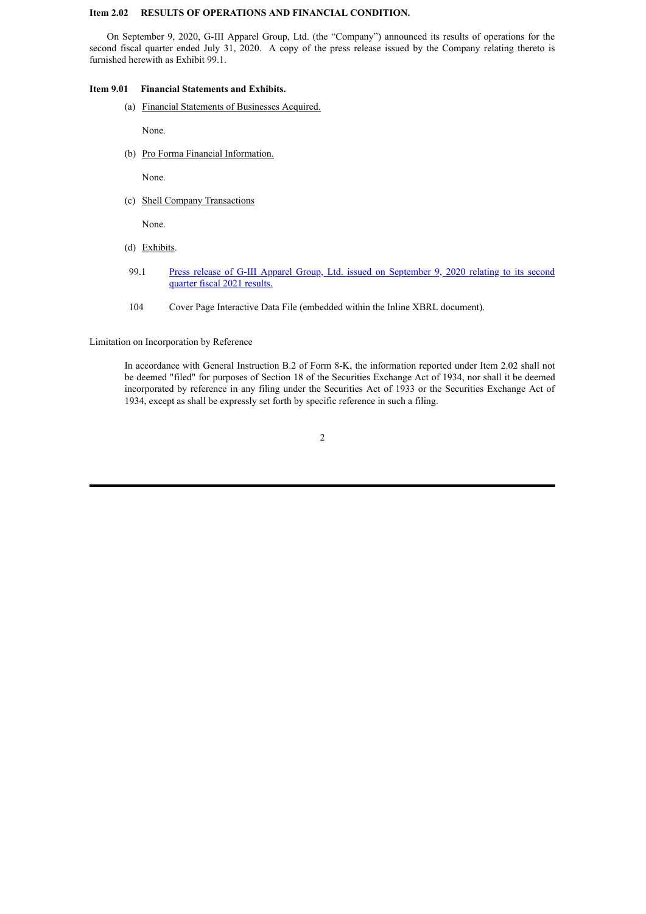**Item 2.02 RESULTS OF OPERATIONS AND FINANCIAL CONDITION.**

On September 9, 2020, G-III Apparel Group, Ltd. (the "Company") announced its results of operations for the second fiscal quarter ended July 31, 2020. A copy of the press release issued by the Company relating thereto is furnished herewith as Exhibit 99.1.

**Item 9.01 Financial Statements and Exhibits.**

(a) Financial Statements of Businesses Acquired.

None.

(b) Pro Forma Financial Information.

None.

(c) Shell Company Transactions

None.

(d) Exhibits.

| | |
|---|---|
| 99.1 | Press release of G-III Apparel Group, Ltd. issued on September 9, 2020 relating to its second quarter fiscal 2021 results. |
| 104 | Cover Page Interactive Data File (embedded within the Inline XBRL document). |

Limitation on Incorporation by Reference

In accordance with General Instruction B.2 of Form 8-K, the information reported under Item 2.02 shall not be deemed "filed" for purposes of Section 18 of the Securities Exchange Act of 1934, nor shall it be deemed incorporated by reference in any filing under the Securities Act of 1933 or the Securities Exchange Act of 1934, except as shall be expressly set forth by specific reference in such a filing.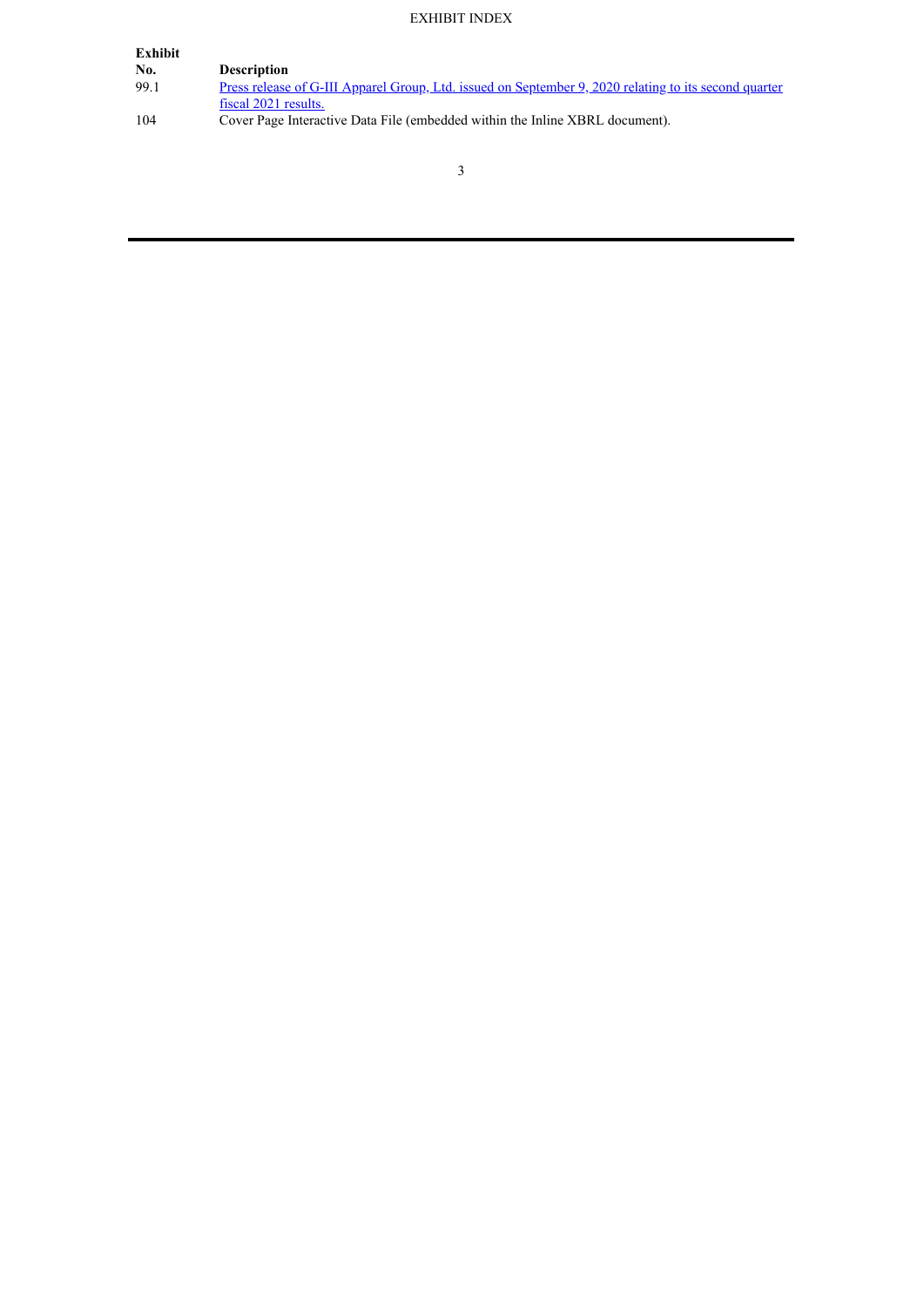# EXHIBIT INDEX

| Exhibit No. | Description |
|---|---|
| 99.1 | Press release of G-III Apparel Group, Ltd. issued on September 9, 2020 relating to its second quarter fiscal 2021 results. |
| 104 | Cover Page Interactive Data File (embedded within the Inline XBRL document). |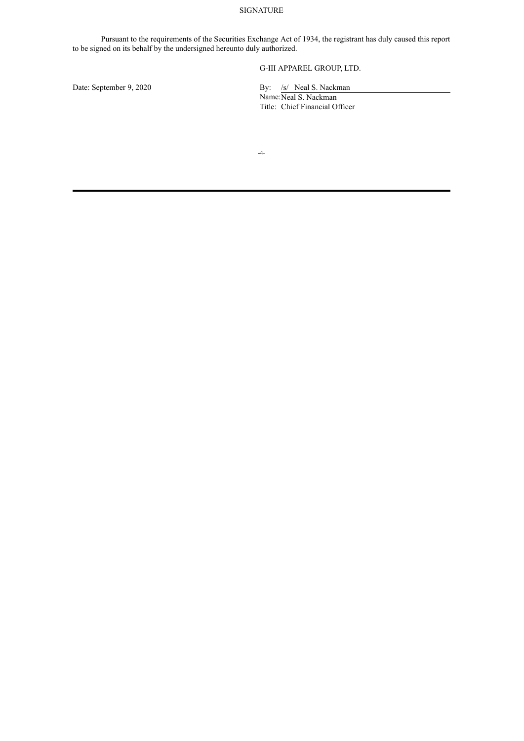# SIGNATURE

Pursuant to the requirements of the Securities Exchange Act of 1934, the registrant has duly caused this report to be signed on its behalf by the undersigned hereunto duly authorized.

G-III APPAREL GROUP, LTD.

Date: September 9, 2020

By: /s/ Neal S. Nackman
Name: Neal S. Nackman
Title: Chief Financial Officer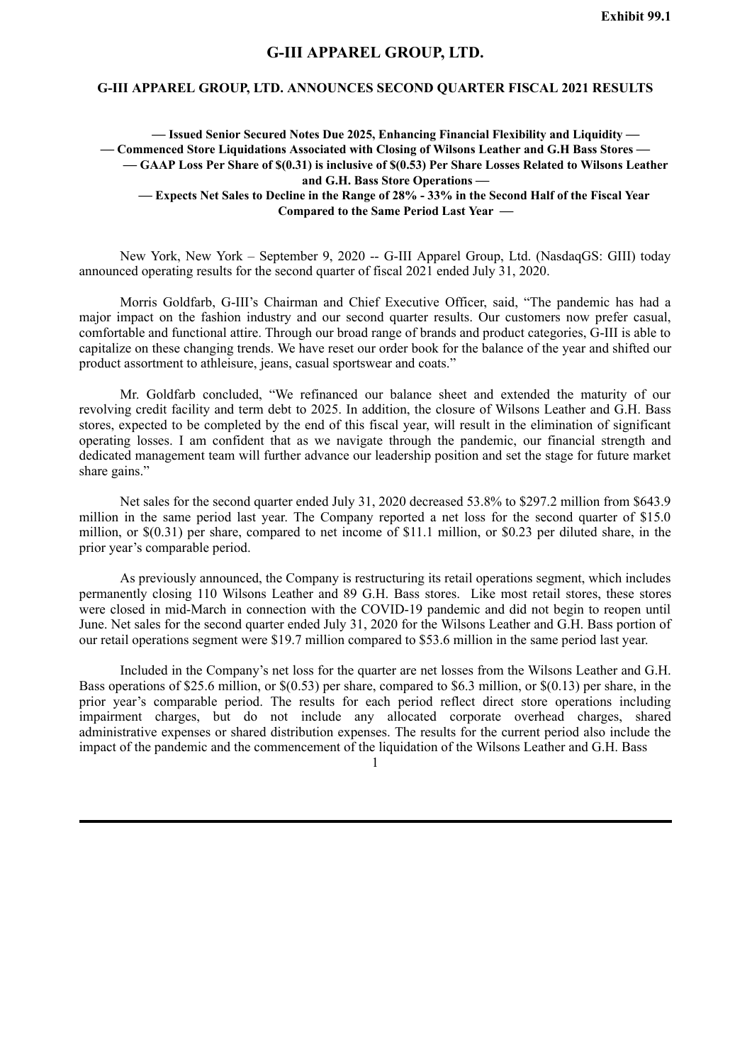Exhibit 99.1

# G-III APPAREL GROUP, LTD.

## G-III APPAREL GROUP, LTD. ANNOUNCES SECOND QUARTER FISCAL 2021 RESULTS

**— Issued Senior Secured Notes Due 2025, Enhancing Financial Flexibility and Liquidity —**
**— Commenced Store Liquidations Associated with Closing of Wilsons Leather and G.H Bass Stores —**
**— GAAP Loss Per Share of $(0.31) is inclusive of $(0.53) Per Share Losses Related to Wilsons Leather and G.H. Bass Store Operations —**
**— Expects Net Sales to Decline in the Range of 28% - 33% in the Second Half of the Fiscal Year Compared to the Same Period Last Year —**

New York, New York – September 9, 2020 -- G-III Apparel Group, Ltd. (NasdaqGS: GIII) today announced operating results for the second quarter of fiscal 2021 ended July 31, 2020.

Morris Goldfarb, G-III's Chairman and Chief Executive Officer, said, "The pandemic has had a major impact on the fashion industry and our second quarter results. Our customers now prefer casual, comfortable and functional attire. Through our broad range of brands and product categories, G-III is able to capitalize on these changing trends. We have reset our order book for the balance of the year and shifted our product assortment to athleisure, jeans, casual sportswear and coats."

Mr. Goldfarb concluded, "We refinanced our balance sheet and extended the maturity of our revolving credit facility and term debt to 2025. In addition, the closure of Wilsons Leather and G.H. Bass stores, expected to be completed by the end of this fiscal year, will result in the elimination of significant operating losses. I am confident that as we navigate through the pandemic, our financial strength and dedicated management team will further advance our leadership position and set the stage for future market share gains."

Net sales for the second quarter ended July 31, 2020 decreased 53.8% to $297.2 million from $643.9 million in the same period last year. The Company reported a net loss for the second quarter of $15.0 million, or $(0.31) per share, compared to net income of $11.1 million, or $0.23 per diluted share, in the prior year's comparable period.

As previously announced, the Company is restructuring its retail operations segment, which includes permanently closing 110 Wilsons Leather and 89 G.H. Bass stores. Like most retail stores, these stores were closed in mid-March in connection with the COVID-19 pandemic and did not begin to reopen until June. Net sales for the second quarter ended July 31, 2020 for the Wilsons Leather and G.H. Bass portion of our retail operations segment were $19.7 million compared to $53.6 million in the same period last year.

Included in the Company's net loss for the quarter are net losses from the Wilsons Leather and G.H. Bass operations of $25.6 million, or $(0.53) per share, compared to $6.3 million, or $(0.13) per share, in the prior year's comparable period. The results for each period reflect direct store operations including impairment charges, but do not include any allocated corporate overhead charges, shared administrative expenses or shared distribution expenses. The results for the current period also include the impact of the pandemic and the commencement of the liquidation of the Wilsons Leather and G.H. Bass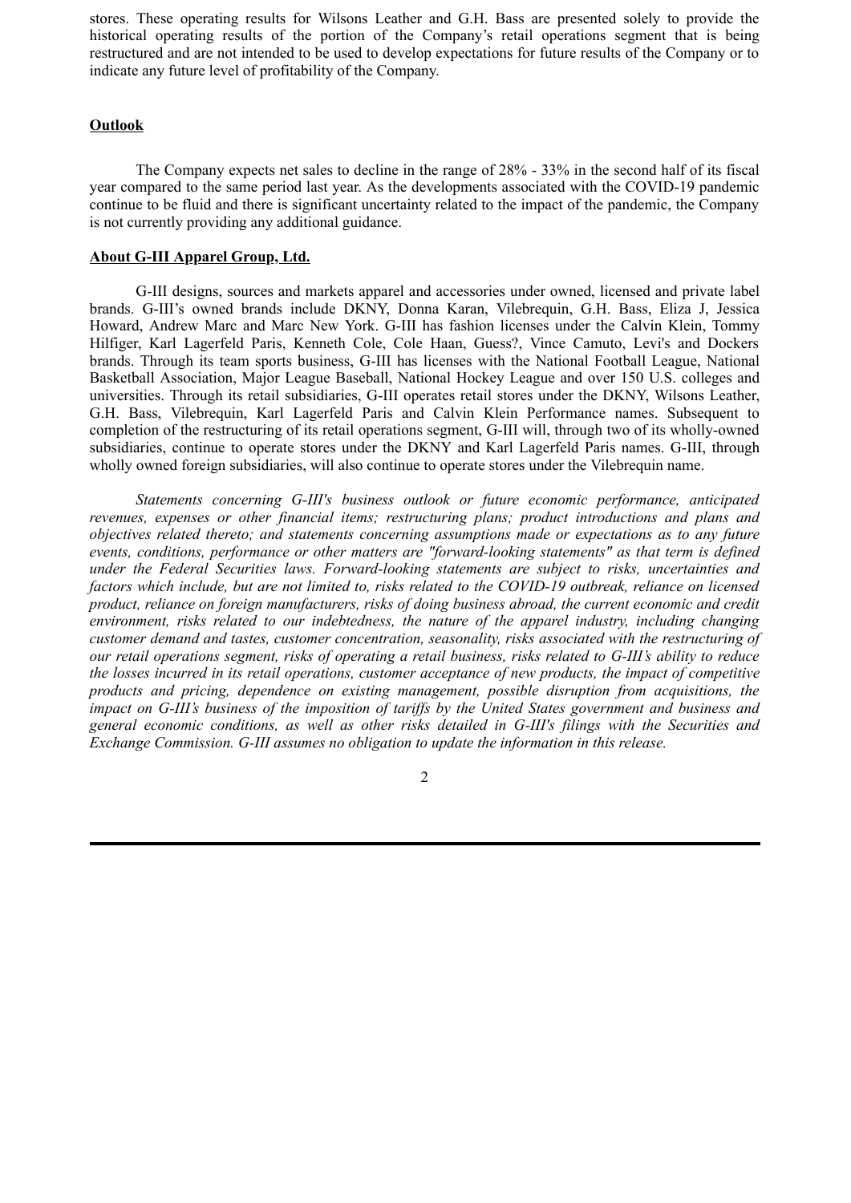stores. These operating results for Wilsons Leather and G.H. Bass are presented solely to provide the historical operating results of the portion of the Company's retail operations segment that is being restructured and are not intended to be used to develop expectations for future results of the Company or to indicate any future level of profitability of the Company.

## Outlook

The Company expects net sales to decline in the range of 28% - 33% in the second half of its fiscal year compared to the same period last year. As the developments associated with the COVID-19 pandemic continue to be fluid and there is significant uncertainty related to the impact of the pandemic, the Company is not currently providing any additional guidance.

## About G-III Apparel Group, Ltd.

G-III designs, sources and markets apparel and accessories under owned, licensed and private label brands. G-III's owned brands include DKNY, Donna Karan, Vilebrequin, G.H. Bass, Eliza J, Jessica Howard, Andrew Marc and Marc New York. G-III has fashion licenses under the Calvin Klein, Tommy Hilfiger, Karl Lagerfeld Paris, Kenneth Cole, Cole Haan, Guess?, Vince Camuto, Levi's and Dockers brands. Through its team sports business, G-III has licenses with the National Football League, National Basketball Association, Major League Baseball, National Hockey League and over 150 U.S. colleges and universities. Through its retail subsidiaries, G-III operates retail stores under the DKNY, Wilsons Leather, G.H. Bass, Vilebrequin, Karl Lagerfeld Paris and Calvin Klein Performance names. Subsequent to completion of the restructuring of its retail operations segment, G-III will, through two of its wholly-owned subsidiaries, continue to operate stores under the DKNY and Karl Lagerfeld Paris names. G-III, through wholly owned foreign subsidiaries, will also continue to operate stores under the Vilebrequin name.

*Statements concerning G-III's business outlook or future economic performance, anticipated revenues, expenses or other financial items; restructuring plans; product introductions and plans and objectives related thereto; and statements concerning assumptions made or expectations as to any future events, conditions, performance or other matters are "forward-looking statements" as that term is defined under the Federal Securities laws. Forward-looking statements are subject to risks, uncertainties and factors which include, but are not limited to, risks related to the COVID-19 outbreak, reliance on licensed product, reliance on foreign manufacturers, risks of doing business abroad, the current economic and credit environment, risks related to our indebtedness, the nature of the apparel industry, including changing customer demand and tastes, customer concentration, seasonality, risks associated with the restructuring of our retail operations segment, risks of operating a retail business, risks related to G-III's ability to reduce the losses incurred in its retail operations, customer acceptance of new products, the impact of competitive products and pricing, dependence on existing management, possible disruption from acquisitions, the impact on G-III's business of the imposition of tariffs by the United States government and business and general economic conditions, as well as other risks detailed in G-III's filings with the Securities and Exchange Commission. G-III assumes no obligation to update the information in this release.*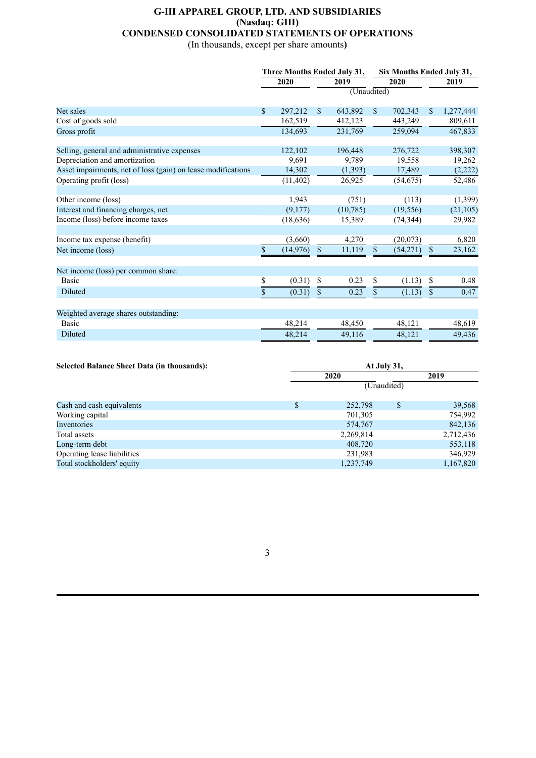# G-III APPAREL GROUP, LTD. AND SUBSIDIARIES
## (Nasdaq: GIII)
## CONDENSED CONSOLIDATED STATEMENTS OF OPERATIONS

(In thousands, except per share amounts)

| | Three Months Ended July 31, | | Six Months Ended July 31, | |
|---|---|---|---|---|
| | 2020 | 2019 | 2020 | 2019 |
| | (Unaudited) | | | |
| Net sales | $ 297,212 | $ 643,892 | $ 702,343 | $ 1,277,444 |
| Cost of goods sold | 162,519 | 412,123 | 443,249 | 809,611 |
| Gross profit | 134,693 | 231,769 | 259,094 | 467,833 |
| | | | | |
| Selling, general and administrative expenses | 122,102 | 196,448 | 276,722 | 398,307 |
| Depreciation and amortization | 9,691 | 9,789 | 19,558 | 19,262 |
| Asset impairments, net of loss (gain) on lease modifications | 14,302 | (1,393) | 17,489 | (2,222) |
| Operating profit (loss) | (11,402) | 26,925 | (54,675) | 52,486 |
| | | | | |
| Other income (loss) | 1,943 | (751) | (113) | (1,399) |
| Interest and financing charges, net | (9,177) | (10,785) | (19,556) | (21,105) |
| Income (loss) before income taxes | (18,636) | 15,389 | (74,344) | 29,982 |
| | | | | |
| Income tax expense (benefit) | (3,660) | 4,270 | (20,073) | 6,820 |
| Net income (loss) | $ (14,976) | $ 11,119 | $ (54,271) | $ 23,162 |
| | | | | |
| Net income (loss) per common share: | | | | |
| Basic | $ (0.31) | $ 0.23 | $ (1.13) | $ 0.48 |
| Diluted | $ (0.31) | $ 0.23 | $ (1.13) | $ 0.47 |
| | | | | |
| Weighted average shares outstanding: | | | | |
| Basic | 48,214 | 48,450 | 48,121 | 48,619 |
| Diluted | 48,214 | 49,116 | 48,121 | 49,436 |

| **Selected Balance Sheet Data (in thousands):** | At July 31, | |
|---|---|---|
| | 2020 | 2019 |
| | (Unaudited) | |
| Cash and cash equivalents | $ 252,798 | $ 39,568 |
| Working capital | 701,305 | 754,992 |
| Inventories | 574,767 | 842,136 |
| Total assets | 2,269,814 | 2,712,436 |
| Long-term debt | 408,720 | 553,118 |
| Operating lease liabilities | 231,983 | 346,929 |
| Total stockholders' equity | 1,237,749 | 1,167,820 |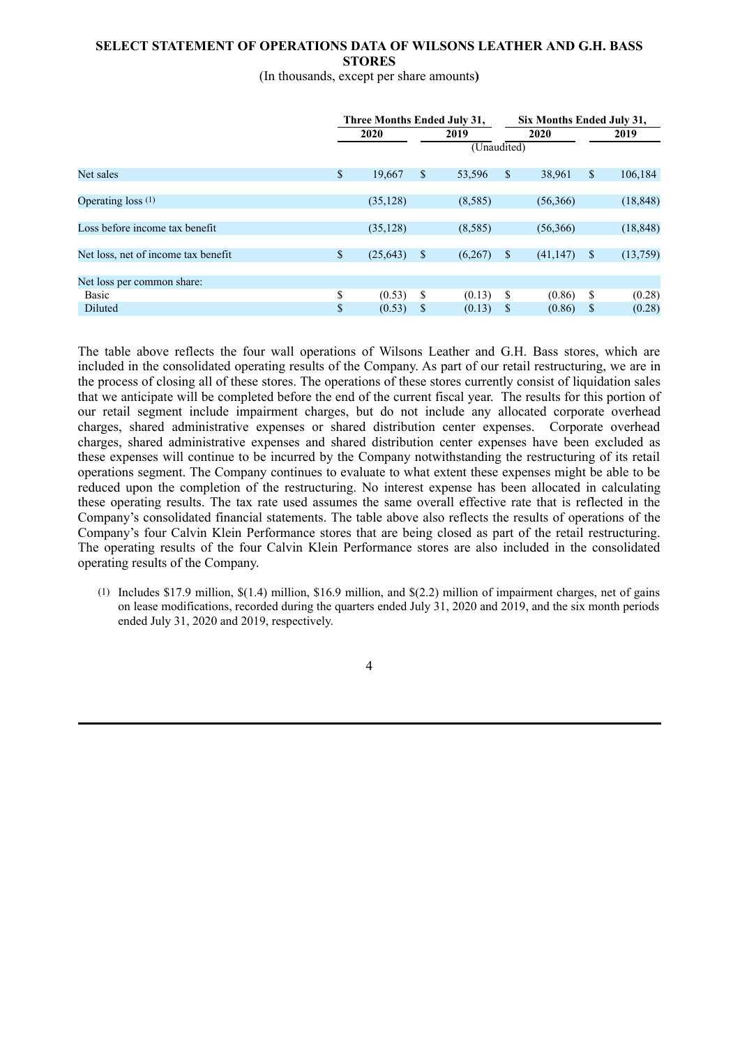## SELECT STATEMENT OF OPERATIONS DATA OF WILSONS LEATHER AND G.H. BASS STORES

(In thousands, except per share amounts)

| | Three Months Ended July 31, | | Six Months Ended July 31, | |
|---|---|---|---|---|
| | 2020 | 2019 | 2020 | 2019 |
| | (Unaudited) | | | |
| Net sales | $ 19,667 | $ 53,596 | $ 38,961 | $ 106,184 |
| Operating loss (1) | (35,128) | (8,585) | (56,366) | (18,848) |
| Loss before income tax benefit | (35,128) | (8,585) | (56,366) | (18,848) |
| Net loss, net of income tax benefit | $ (25,643) | $ (6,267) | $ (41,147) | $ (13,759) |
| Net loss per common share: | | | | |
| Basic | $ (0.53) | $ (0.13) | $ (0.86) | $ (0.28) |
| Diluted | $ (0.53) | $ (0.13) | $ (0.86) | $ (0.28) |

The table above reflects the four wall operations of Wilsons Leather and G.H. Bass stores, which are included in the consolidated operating results of the Company. As part of our retail restructuring, we are in the process of closing all of these stores. The operations of these stores currently consist of liquidation sales that we anticipate will be completed before the end of the current fiscal year. The results for this portion of our retail segment include impairment charges, but do not include any allocated corporate overhead charges, shared administrative expenses or shared distribution center expenses. Corporate overhead charges, shared administrative expenses and shared distribution center expenses have been excluded as these expenses will continue to be incurred by the Company notwithstanding the restructuring of its retail operations segment. The Company continues to evaluate to what extent these expenses might be able to be reduced upon the completion of the restructuring. No interest expense has been allocated in calculating these operating results. The tax rate used assumes the same overall effective rate that is reflected in the Company's consolidated financial statements. The table above also reflects the results of operations of the Company's four Calvin Klein Performance stores that are being closed as part of the retail restructuring. The operating results of the four Calvin Klein Performance stores are also included in the consolidated operating results of the Company.

(1) Includes $17.9 million, $(1.4) million, $16.9 million, and $(2.2) million of impairment charges, net of gains on lease modifications, recorded during the quarters ended July 31, 2020 and 2019, and the six month periods ended July 31, 2020 and 2019, respectively.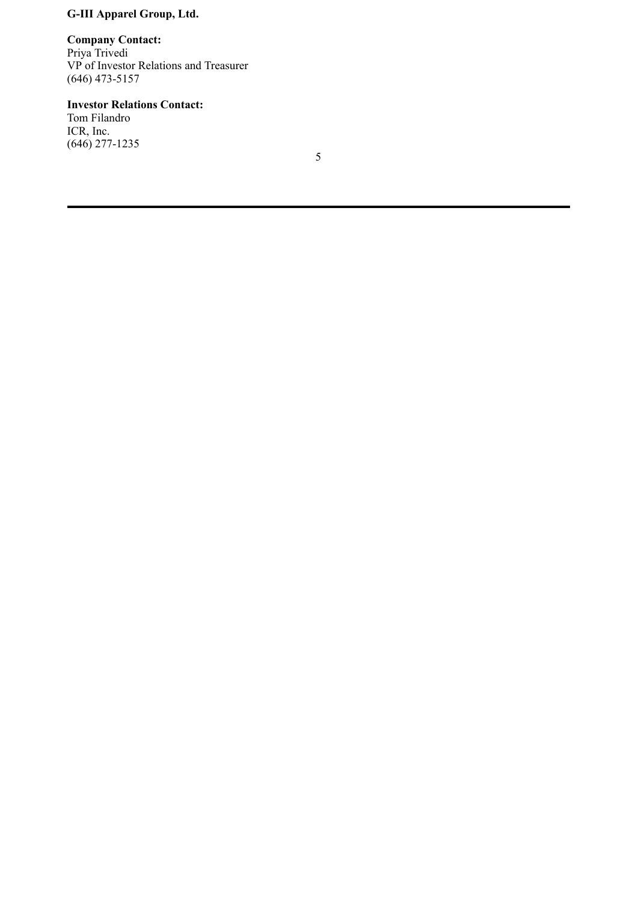**G-III Apparel Group, Ltd.**

**Company Contact:**
Priya Trivedi
VP of Investor Relations and Treasurer
(646) 473-5157

**Investor Relations Contact:**
Tom Filandro
ICR, Inc.
(646) 277-1235